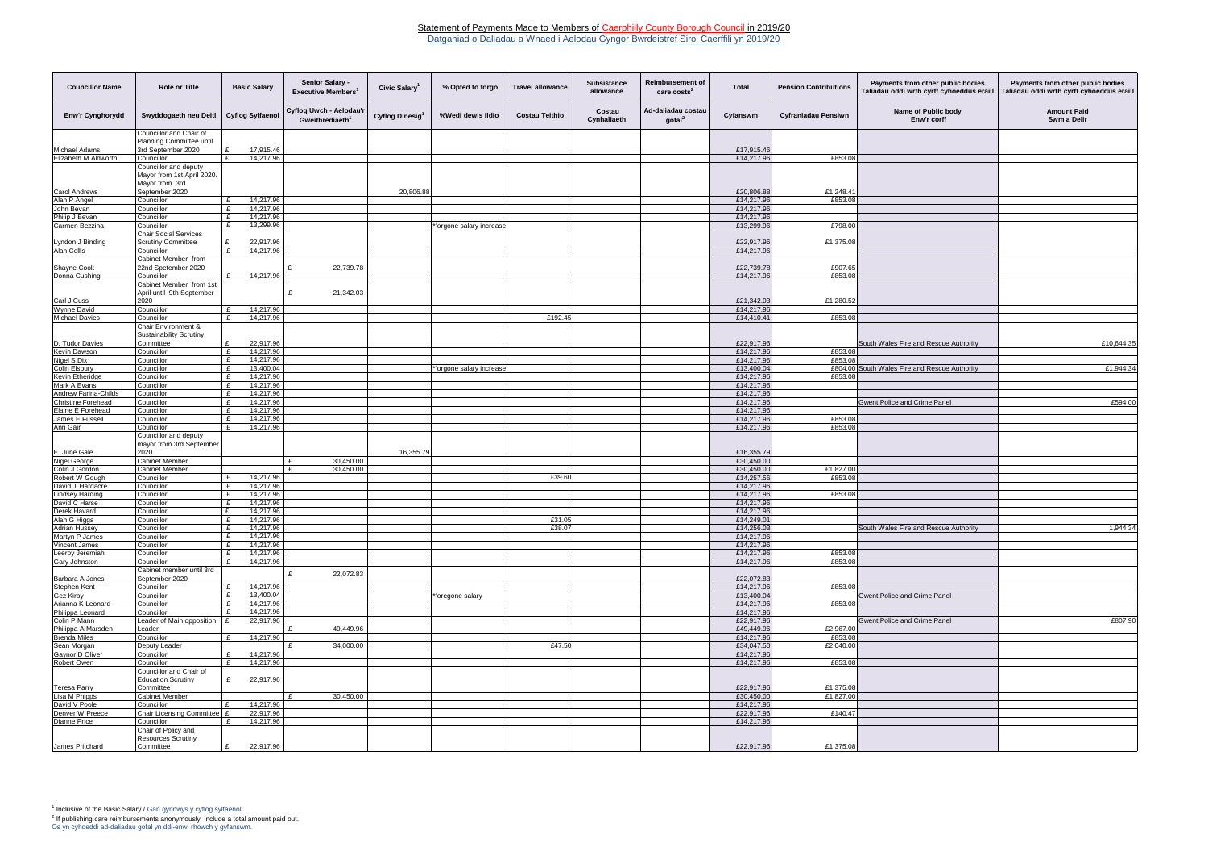# Statement of Payments Made to Members of Caerphilly County Borough Council in 2019/20

Datganiad o Daliadau a Wnaed i Aelodau Gyngor Bwrdeistref Sirol Caerffili yn 2019/20

| Councillor Name | Role or Title | Basic Salary | Senior Salary - Executive Members[1] | Civic Salary[1] | % Opted to forgo | Travel allowance | Subsistance allowance | Reimbursement of care costs[2] | Total | Pension Contributions | Payments from other public bodies Taliadau oddi wrth cyrff cyhoeddus eraill | Payments from other public bodies Taliadau oddi wrth cyrff cyhoeddus eraill |
|---|---|---|---|---|---|---|---|---|---|---|---|---|
| Enw'r Cynghorydd | Swyddogaeth neu Deitl | Cyflog Sylfaenol | Cyflog Uwch - Aelodau'r Gweithrediaeth[1] | Cyflog Dinesig[1] | %Wedi dewis ildio | Costau Teithio | Costau Cynhaliaeth | Ad-daliadau costau gofal[2] | Cyfanswm | Cyfraniadau Pensiwn | Name of Public body Enw'r corff | Amount Paid Swm a Delir |
| Michael Adams | Councillor and Chair of Planning Committee until 3rd September 2020 | £ 17,915.46 | | | | | | | £17,915.46 | | | |
| Elizabeth M Aldworth | Councillor | £ 14,217.96 | | | | | | | £14,217.96 | £853.08 | | |
| Carol Andrews | Councillor and deputy Mayor from 1st April 2020. Mayor from 3rd September 2020 | | | 20,806.88 | | | | | £20,806.88 | £1,248.41 | | |
| Alan P Angel | Councillor | £ 14,217.96 | | | | | | | £14,217.96 | £853.08 | | |
| John Bevan | Councillor | £ 14,217.96 | | | | | | | £14,217.96 | | | |
| Philip J Bevan | Councillor | £ 14,217.96 | | | | | | | £14,217.96 | | | |
| Carmen Bezzina | Councillor | £ 13,299.96 | | | *forgone salary increase | | | | £13,299.96 | £798.00 | | |
| Lyndon J Binding | Chair Social Services Scrutiny Committee | £ 22,917.96 | | | | | | | £22,917.96 | £1,375.08 | | |
| Alan Collis | Councillor | £ 14,217.96 | | | | | | | £14,217.96 | | | |
| Shayne Cook | Cabinet Member from 22nd Spetember 2020 | | £ 22,739.78 | | | | | | £22,739.78 | £907.65 | | |
| Donna Cushing | Councillor | £ 14,217.96 | | | | | | | £14,217.96 | £853.08 | | |
| Carl J Cuss | Cabinet Member from 1st April until 9th September 2020 | | £ 21,342.03 | | | | | | £21,342.03 | £1,280.52 | | |
| Wynne David | Councillor | £ 14,217.96 | | | | | | | £14,217.96 | | | |
| Michael Davies | Councillor | £ 14,217.96 | | | | £192.45 | | | £14,410.41 | £853.08 | | |
| D. Tudor Davies | Chair Environment & Sustainability Scrutiny Committee | £ 22,917.96 | | | | | | | £22,917.96 | | South Wales Fire and Rescue Authority | £10,644.35 |
| Kevin Dawson | Councillor | £ 14,217.96 | | | | | | | £14,217.96 | £853.08 | | |
| Nigel S Dix | Councillor | £ 14,217.96 | | | | | | | £14,217.96 | £853.08 | | |
| Colin Elsbury | Councillor | £ 13,400.04 | | | *forgone salary increase | | | | £13,400.04 | £804.00 | South Wales Fire and Rescue Authority | £1,944.34 |
| Kevin Etheridge | Councillor | £ 14,217.96 | | | | | | | £14,217.96 | £853.08 | | |
| Mark A Evans | Councillor | £ 14,217.96 | | | | | | | £14,217.96 | | | |
| Andrew Farina-Childs | Councillor | £ 14,217.96 | | | | | | | £14,217.96 | | | |
| Christine Forehead | Councillor | £ 14,217.96 | | | | | | | £14,217.96 | | Gwent Police and Crime Panel | £594.00 |
| Elaine E Forehead | Councillor | £ 14,217.96 | | | | | | | £14,217.96 | | | |
| James E Fussell | Councillor | £ 14,217.96 | | | | | | | £14,217.96 | £853.08 | | |
| Ann Gair | Councillor | £ 14,217.96 | | | | | | | £14,217.96 | £853.08 | | |
| E. June Gale | Councillor and deputy mayor from 3rd September 2020 | | | 16,355.79 | | | | | £16,355.79 | | | |
| Nigel George | Cabinet Member | | £ 30,450.00 | | | | | | £30,450.00 | | | |
| Colin J Gordon | Cabinet Member | | £ 30,450.00 | | | | | | £30,450.00 | £1,827.00 | | |
| Robert W Gough | Councillor | £ 14,217.96 | | | | £39.60 | | | £14,257.56 | £853.08 | | |
| David T Hardacre | Councillor | £ 14,217.96 | | | | | | | £14,217.96 | | | |
| Lindsey Harding | Councillor | £ 14,217.96 | | | | | | | £14,217.96 | £853.08 | | |
| David C Harse | Councillor | £ 14,217.96 | | | | | | | £14,217.96 | | | |
| Derek Havard | Councillor | £ 14,217.96 | | | | | | | £14,217.96 | | | |
| Alan G Higgs | Councillor | £ 14,217.96 | | | | £31.05 | | | £14,249.01 | | | |
| Adrian Hussey | Councillor | £ 14,217.96 | | | | £38.07 | | | £14,256.03 | | South Wales Fire and Rescue Authority | 1,944.34 |
| Martyn P James | Councillor | £ 14,217.96 | | | | | | | £14,217.96 | | | |
| Vincent James | Councillor | £ 14,217.96 | | | | | | | £14,217.96 | | | |
| Leeroy Jeremiah | Councillor | £ 14,217.96 | | | | | | | £14,217.96 | £853.08 | | |
| Gary Johnston | Councillor | £ 14,217.96 | | | | | | | £14,217.96 | £853.08 | | |
| Barbara A Jones | Cabinet member until 3rd September 2020 | | £ 22,072.83 | | | | | | £22,072.83 | | | |
| Stephen Kent | Councillor | £ 14,217.96 | | | | | | | £14,217.96 | £853.08 | | |
| Gez Kirby | Councillor | £ 13,400.04 | | | *foregone salary | | | | £13,400.04 | | Gwent Police and Crime Panel | |
| Arianna K Leonard | Councillor | £ 14,217.96 | | | | | | | £14,217.96 | £853.08 | | |
| Philippa Leonard | Councillor | £ 14,217.96 | | | | | | | £14,217.96 | | | |
| Colin P Mann | Leader of Main opposition | £ 22,917.96 | | | | | | | £22,917.96 | | Gwent Police and Crime Panel | £807.90 |
| Philippa A Marsden | Leader | | £ 49,449.96 | | | | | | £49,449.96 | £2,967.00 | | |
| Brenda Miles | Councillor | £ 14,217.96 | | | | | | | £14,217.96 | £853.08 | | |
| Sean Morgan | Deputy Leader | | £ 34,000.00 | | | £47.50 | | | £34,047.50 | £2,040.00 | | |
| Gaynor D Oliver | Councillor | £ 14,217.96 | | | | | | | £14,217.96 | | | |
| Robert Owen | Councillor | £ 14,217.96 | | | | | | | £14,217.96 | £853.08 | | |
| Teresa Parry | Councillor and Chair of Education Scrutiny Committee | £ 22,917.96 | | | | | | | £22,917.96 | £1,375.08 | | |
| Lisa M Phipps | Cabinet Member | | £ 30,450.00 | | | | | | £30,450.00 | £1,827.00 | | |
| David V Poole | Councillor | £ 14,217.96 | | | | | | | £14,217.96 | | | |
| Denver W Preece | Chair Licensing Committee | £ 22,917.96 | | | | | | | £22,917.96 | £140.47 | | |
| Dianne Price | Councillor | £ 14,217.96 | | | | | | | £14,217.96 | | | |
| James Pritchard | Chair of Policy and Resources Scrutiny Committee | £ 22,917.96 | | | | | | | £22,917.96 | £1,375.08 | | |

[1] Inclusive of the Basic Salary / Gan gynnwys y cyflog sylfaenol

[2] If publishing care reimbursements anonymously, include a total amount paid out.
Os yn cyhoeddi ad-daliadau gofal yn ddi-enw, rhowch y gyfanswm.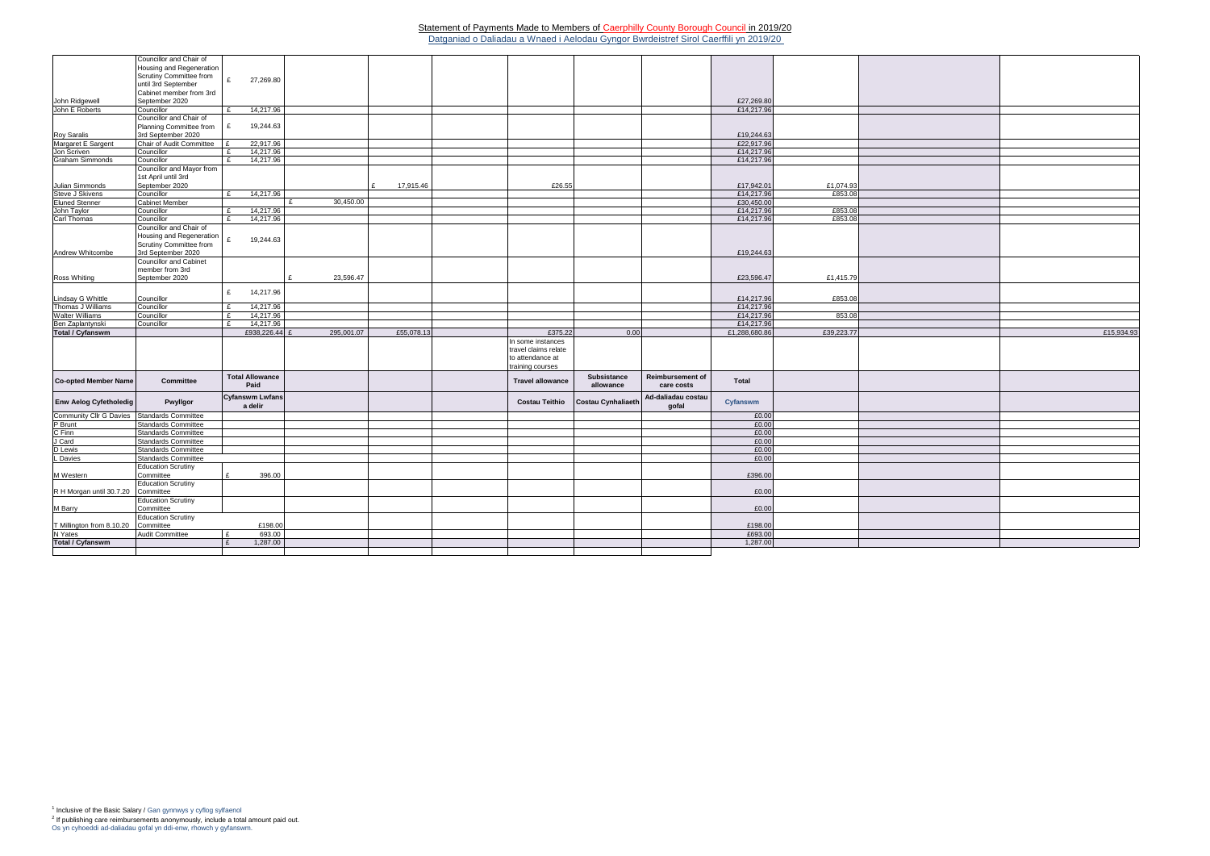## Statement of Payments Made to Members of Caerphilly County Borough Council in 2019/20

Datganiad o Daliadau a Wnaed i Aelodau Gyngor Bwrdeistref Sirol Caerffili yn 2019/20

| | | | | | | | | | | | | |
|---|---|---|---|---|---|---|---|---|---|---|---|---|
| John Ridgewell | Councillor and Chair of Housing and Regeneration Scrutiny Committee from until 3rd September Cabinet member from 3rd September 2020 | £ 27,269.80 | | | | | | | £27,269.80 | | | |
| John E Roberts | Councillor | £ 14,217.96 | | | | | | | £14,217.96 | | | |
| Roy Saralis | Councillor and Chair of Planning Committee from 3rd September 2020 | £ 19,244.63 | | | | | | | £19,244.63 | | | |
| Margaret E Sargent | Chair of Audit Committee | £ 22,917.96 | | | | | | | £22,917.96 | | | |
| Jon Scriven | Councillor | £ 14,217.96 | | | | | | | £14,217.96 | | | |
| Graham Simmonds | Councillor | £ 14,217.96 | | | | | | | £14,217.96 | | | |
| Julian Simmonds | Councillor and Mayor from 1st April until 3rd September 2020 | | | £ 17,915.46 | | £26.55 | | | £17,942.01 | £1,074.93 | | |
| Steve J Skivens | Councillor | £ 14,217.96 | | | | | | | £14,217.96 | £853.08 | | |
| Eluned Stenner | Cabinet Member | | £ 30,450.00 | | | | | | £30,450.00 | | | |
| John Taylor | Councillor | £ 14,217.96 | | | | | | | £14,217.96 | £853.08 | | |
| Carl Thomas | Councillor | £ 14,217.96 | | | | | | | £14,217.96 | £853.08 | | |
| Andrew Whitcombe | Councillor and Chair of Housing and Regeneration Scrutiny Committee from 3rd September 2020 | £ 19,244.63 | | | | | | | £19,244.63 | | | |
| Ross Whiting | Councillor and Cabinet member from 3rd September 2020 | | £ 23,596.47 | | | | | | £23,596.47 | £1,415.79 | | |
| Lindsay G Whittle | Councillor | £ 14,217.96 | | | | | | | £14,217.96 | £853.08 | | |
| Thomas J Williams | Councillor | £ 14,217.96 | | | | | | | £14,217.96 | | | |
| Walter Williams | Councillor | £ 14,217.96 | | | | | | | £14,217.96 | 853.08 | | |
| Ben Zaplantynski | Councillor | £ 14,217.96 | | | | | | | £14,217.96 | | | |
| **Total / Cyfanswm** | | £938,226.44 | £ 295,001.07 | £55,078.13 | | £375.22 | 0.00 | | £1,288,680.86 | £39,223.77 | | £15,934.93 |
| | | | | | | In some instances travel claims relate to attendance at training courses | | | | | | |

| Co-opted Member Name | Committee | Total Allowance Paid | | | | Travel allowance | Subsistence allowance | Reimbursement of care costs | Total | | | |
|---|---|---|---|---|---|---|---|---|---|---|---|---|
| **Enw Aelog Cyfetholedig** | **Pwyllgor** | **Cyfanswm Lwfans a delir** | | | | **Costau Teithio** | **Costau Cynhaliaeth** | **Ad-daliadau costau gofal** | **Cyfanswm** | | | |
| Community Cllr G Davies | Standards Committee | | | | | | | | £0.00 | | | |
| P Brunt | Standards Committee | | | | | | | | £0.00 | | | |
| C Finn | Standards Committee | | | | | | | | £0.00 | | | |
| J Card | Standards Committee | | | | | | | | £0.00 | | | |
| D Lewis | Standards Committee | | | | | | | | £0.00 | | | |
| L Davies | Standards Committee | | | | | | | | £0.00 | | | |
| M Western | Education Scrutiny Committee | £ 396.00 | | | | | | | £396.00 | | | |
| R H Morgan until 30.7.20 | Education Scrutiny Committee | | | | | | | | £0.00 | | | |
| M Barry | Education Scrutiny Committee | | | | | | | | £0.00 | | | |
| T Millington from 8.10.20 | Education Scrutiny Committee | £198.00 | | | | | | | £198.00 | | | |
| N Yates | Audit Committee | £ 693.00 | | | | | | | £693.00 | | | |
| **Total / Cyfanswm** | | £ 1,287.00 | | | | | | | 1,287.00 | | | |

[1] Inclusive of the Basic Salary / Gan gynnwys y cyflog sylfaenol

[2] If publishing care reimbursements anonymously, include a total amount paid out.
Os yn cyhoeddi ad-daliadau gofal yn ddi-enw, rhowch y gyfanswm.